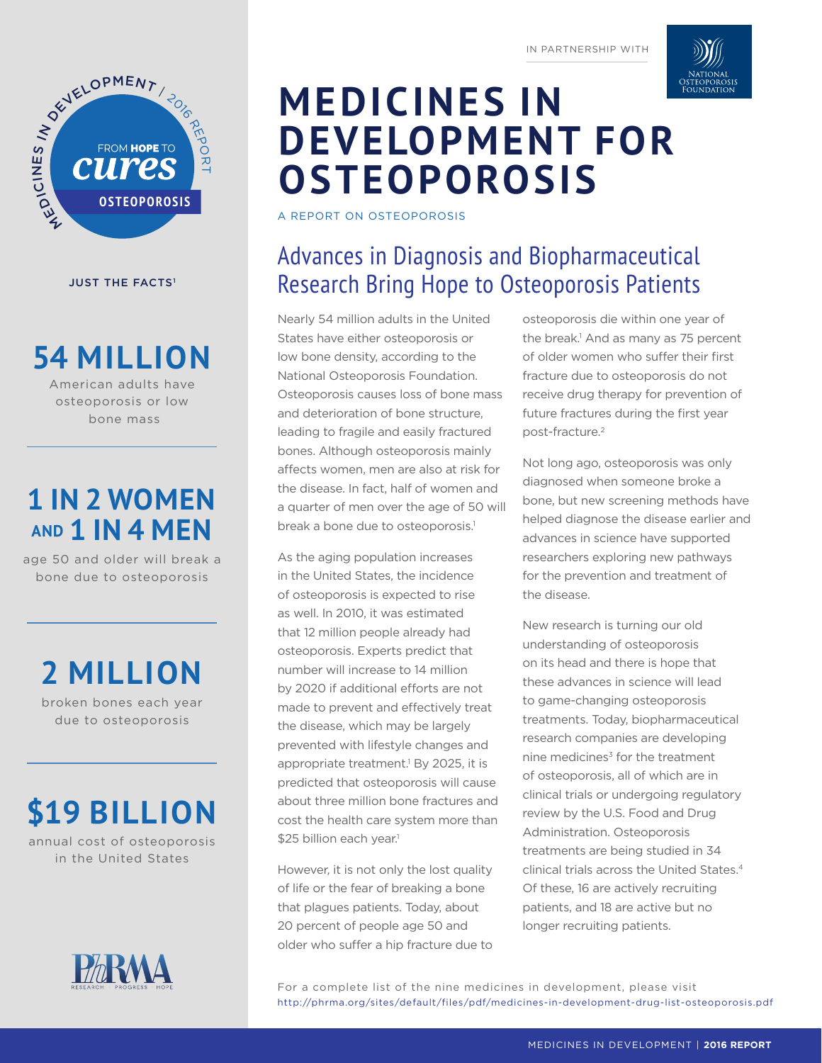IN PARTNERSHIP WITH National Osteoporosis Foundation

# MEDICINES IN DEVELOPMENT FOR OSTEOPOROSIS

A REPORT ON OSTEOPOROSIS

## Advances in Diagnosis and Biopharmaceutical Research Bring Hope to Osteoporosis Patients

Nearly 54 million adults in the United States have either osteoporosis or low bone density, according to the National Osteoporosis Foundation. Osteoporosis causes loss of bone mass and deterioration of bone structure, leading to fragile and easily fractured bones. Although osteoporosis mainly affects women, men are also at risk for the disease. In fact, half of women and a quarter of men over the age of 50 will break a bone due to osteoporosis.[1]

As the aging population increases in the United States, the incidence of osteoporosis is expected to rise as well. In 2010, it was estimated that 12 million people already had osteoporosis. Experts predict that number will increase to 14 million by 2020 if additional efforts are not made to prevent and effectively treat the disease, which may be largely prevented with lifestyle changes and appropriate treatment.[1] By 2025, it is predicted that osteoporosis will cause about three million bone fractures and cost the health care system more than $25 billion each year.[1]

However, it is not only the lost quality of life or the fear of breaking a bone that plagues patients. Today, about 20 percent of people age 50 and older who suffer a hip fracture due to osteoporosis die within one year of the break.[1] And as many as 75 percent of older women who suffer their first fracture due to osteoporosis do not receive drug therapy for prevention of future fractures during the first year post-fracture.[2]

Not long ago, osteoporosis was only diagnosed when someone broke a bone, but new screening methods have helped diagnose the disease earlier and advances in science have supported researchers exploring new pathways for the prevention and treatment of the disease.

New research is turning our old understanding of osteoporosis on its head and there is hope that these advances in science will lead to game-changing osteoporosis treatments. Today, biopharmaceutical research companies are developing nine medicines[3] for the treatment of osteoporosis, all of which are in clinical trials or undergoing regulatory review by the U.S. Food and Drug Administration. Osteoporosis treatments are being studied in 34 clinical trials across the United States.[4] Of these, 16 are actively recruiting patients, and 18 are active but no longer recruiting patients.

For a complete list of the nine medicines in development, please visit http://phrma.org/sites/default/files/pdf/medicines-in-development-drug-list-osteoporosis.pdf

---

MEDICINES IN DEVELOPMENT / 2016 REPORT — FROM HOPE TO *cures* — OSTEOPOROSIS

JUST THE FACTS[1]

**54 MILLION**
American adults have osteoporosis or low bone mass

**1 IN 2 WOMEN AND 1 IN 4 MEN**
age 50 and older will break a bone due to osteoporosis

**2 MILLION**
broken bones each year due to osteoporosis

**$19 BILLION**
annual cost of osteoporosis in the United States

PhRMA — RESEARCH PROGRESS HOPE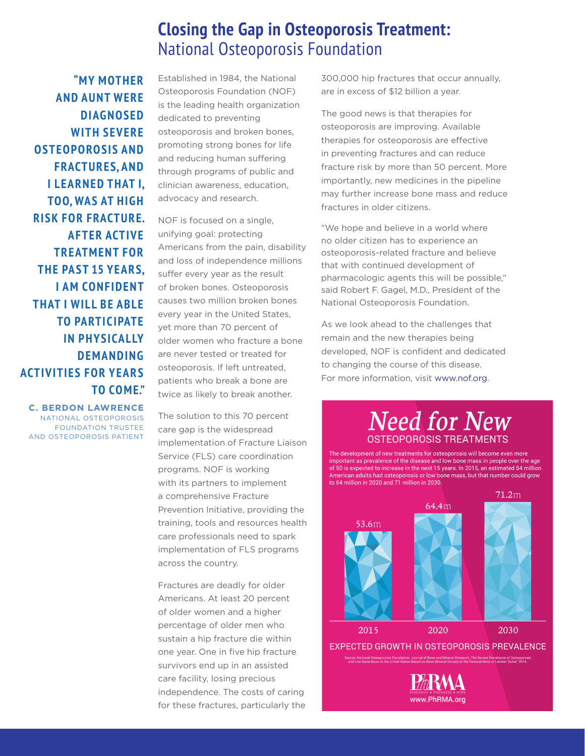# Closing the Gap in Osteoporosis Treatment: National Osteoporosis Foundation

> **"MY MOTHER AND AUNT WERE DIAGNOSED WITH SEVERE OSTEOPOROSIS AND FRACTURES, AND I LEARNED THAT I, TOO, WAS AT HIGH RISK FOR FRACTURE. AFTER ACTIVE TREATMENT FOR THE PAST 15 YEARS, I AM CONFIDENT THAT I WILL BE ABLE TO PARTICIPATE IN PHYSICALLY DEMANDING ACTIVITIES FOR YEARS TO COME."**
>
> **C. BERDON LAWRENCE**
> NATIONAL OSTEOPOROSIS FOUNDATION TRUSTEE AND OSTEOPOROSIS PATIENT

Established in 1984, the National Osteoporosis Foundation (NOF) is the leading health organization dedicated to preventing osteoporosis and broken bones, promoting strong bones for life and reducing human suffering through programs of public and clinician awareness, education, advocacy and research.

NOF is focused on a single, unifying goal: protecting Americans from the pain, disability and loss of independence millions suffer every year as the result of broken bones. Osteoporosis causes two million broken bones every year in the United States, yet more than 70 percent of older women who fracture a bone are never tested or treated for osteoporosis. If left untreated, patients who break a bone are twice as likely to break another.

The solution to this 70 percent care gap is the widespread implementation of Fracture Liaison Service (FLS) care coordination programs. NOF is working with its partners to implement a comprehensive Fracture Prevention Initiative, providing the training, tools and resources health care professionals need to spark implementation of FLS programs across the country.

Fractures are deadly for older Americans. At least 20 percent of older women and a higher percentage of older men who sustain a hip fracture die within one year. One in five hip fracture survivors end up in an assisted care facility, losing precious independence. The costs of caring for these fractures, particularly the 300,000 hip fractures that occur annually, are in excess of $12 billion a year.

The good news is that therapies for osteoporosis are improving. Available therapies for osteoporosis are effective in preventing fractures and can reduce fracture risk by more than 50 percent. More importantly, new medicines in the pipeline may further increase bone mass and reduce fractures in older citizens.

"We hope and believe in a world where no older citizen has to experience an osteoporosis-related fracture and believe that with continued development of pharmacologic agents this will be possible," said Robert F. Gagel, M.D., President of the National Osteoporosis Foundation.

As we look ahead to the challenges that remain and the new therapies being developed, NOF is confident and dedicated to changing the course of this disease. For more information, visit www.nof.org.

## *Need for New* OSTEOPOROSIS TREATMENTS

The development of new treatments for osteoporosis will become even more important as prevalence of the disease and low bone mass in people over the age of 50 is expected to increase in the next 15 years. In 2015, an estimated 54 million American adults had osteoporosis or low bone mass, but that number could grow to 64 million in 2020 and 71 million in 2030.

| Year | Prevalence |
|---|---|
| 2015 | 53.6m |
| 2020 | 64.4m |
| 2030 | 71.2m |

EXPECTED GROWTH IN OSTEOPOROSIS PREVALENCE

Source: National Osteoporosis Foundation, Journal of Bone and Mineral Research, The Recent Prevalence of Osteoporosis and Low Bone Mass in the United States Based on Bone Mineral Density at the Femoral Neck or Lumbar Spine," 2014.

PhRMA RESEARCH • PROGRESS • HOPE
www.PhRMA.org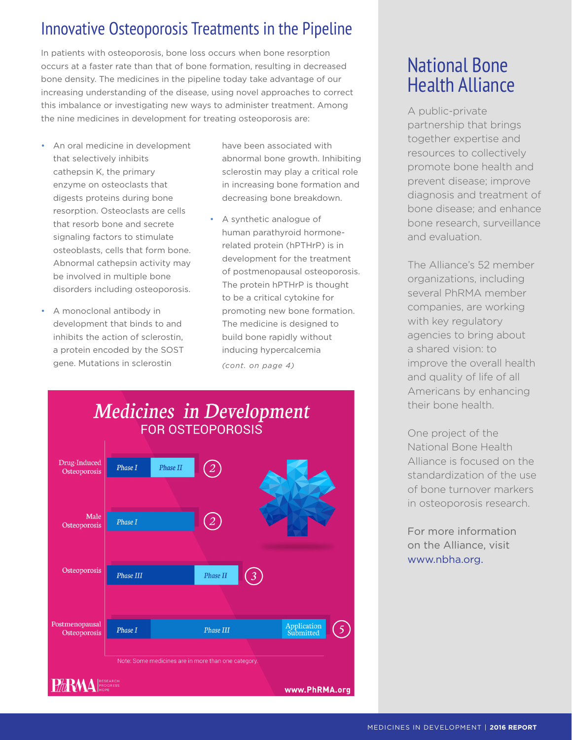# Innovative Osteoporosis Treatments in the Pipeline

In patients with osteoporosis, bone loss occurs when bone resorption occurs at a faster rate than that of bone formation, resulting in decreased bone density. The medicines in the pipeline today take advantage of our increasing understanding of the disease, using novel approaches to correct this imbalance or investigating new ways to administer treatment. Among the nine medicines in development for treating osteoporosis are:

- An oral medicine in development that selectively inhibits cathepsin K, the primary enzyme on osteoclasts that digests proteins during bone resorption. Osteoclasts are cells that resorb bone and secrete signaling factors to stimulate osteoblasts, cells that form bone. Abnormal cathepsin activity may be involved in multiple bone disorders including osteoporosis.
- A monoclonal antibody in development that binds to and inhibits the action of sclerostin, a protein encoded by the SOST gene. Mutations in sclerostin have been associated with abnormal bone growth. Inhibiting sclerostin may play a critical role in increasing bone formation and decreasing bone breakdown.
- A synthetic analogue of human parathyroid hormone-related protein (hPTHrP) is in development for the treatment of postmenopausal osteoporosis. The protein hPTHrP is thought to be a critical cytokine for promoting new bone formation. The medicine is designed to build bone rapidly without inducing hypercalcemia

*(cont. on page 4)*

## Medicines in Development FOR OSTEOPOROSIS

| Category | Phases | Number |
|---|---|---|
| Drug-Induced Osteoporosis | Phase I, Phase II | 2 |
| Male Osteoporosis | Phase I | 2 |
| Osteoporosis | Phase III, Phase II | 3 |
| Postmenopausal Osteoporosis | Phase I, Phase III, Application Submitted | 5 |

Note: Some medicines are in more than one category.

PhRMA | RESEARCH PROGRESS HOPE

www.PhRMA.org

## National Bone Health Alliance

A public-private partnership that brings together expertise and resources to collectively promote bone health and prevent disease; improve diagnosis and treatment of bone disease; and enhance bone research, surveillance and evaluation.

The Alliance's 52 member organizations, including several PhRMA member companies, are working with key regulatory agencies to bring about a shared vision: to improve the overall health and quality of life of all Americans by enhancing their bone health.

One project of the National Bone Health Alliance is focused on the standardization of the use of bone turnover markers in osteoporosis research.

For more information on the Alliance, visit www.nbha.org.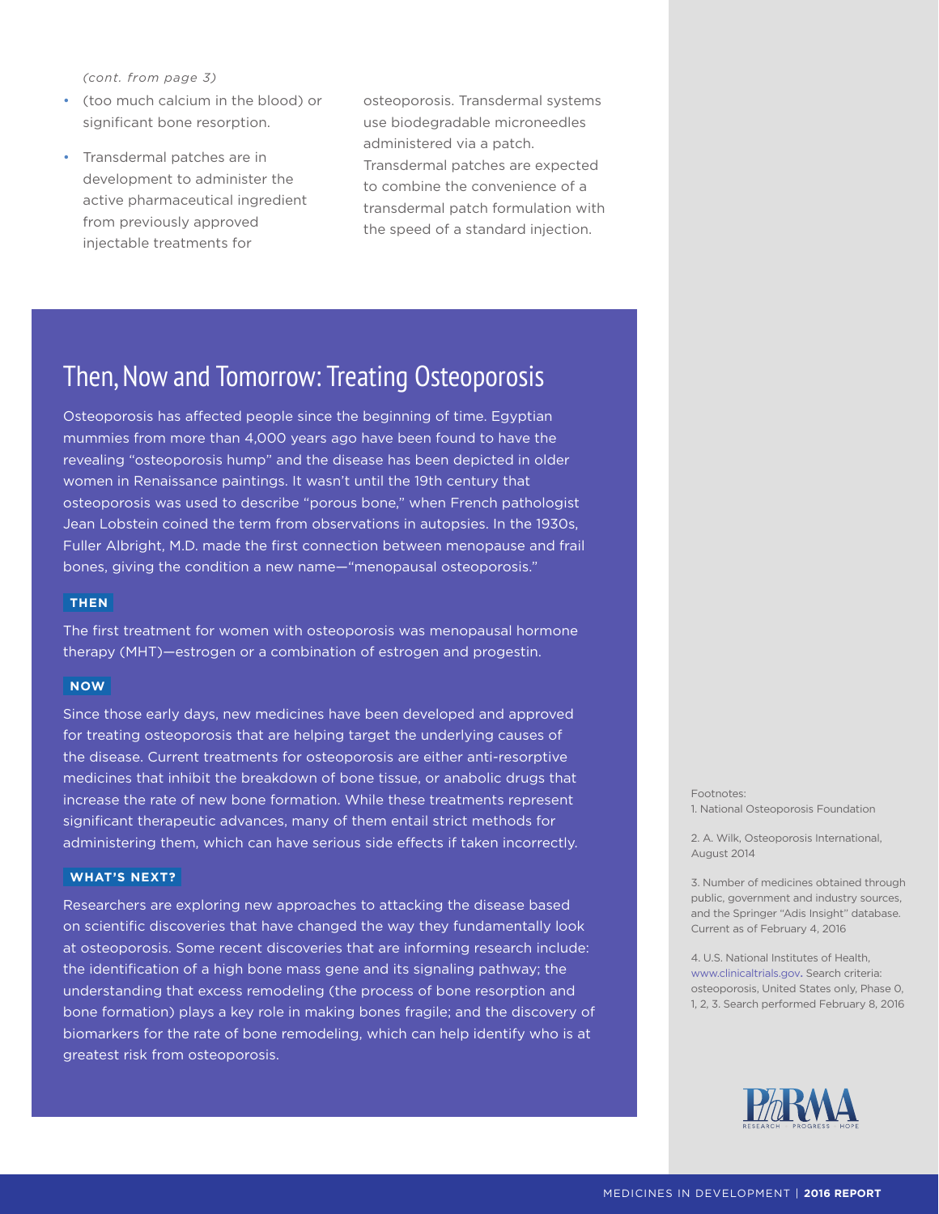*(cont. from page 3)*

- (too much calcium in the blood) or significant bone resorption.
- Transdermal patches are in development to administer the active pharmaceutical ingredient from previously approved injectable treatments for osteoporosis. Transdermal systems use biodegradable microneedles administered via a patch. Transdermal patches are expected to combine the convenience of a transdermal patch formulation with the speed of a standard injection.

## Then, Now and Tomorrow: Treating Osteoporosis

Osteoporosis has affected people since the beginning of time. Egyptian mummies from more than 4,000 years ago have been found to have the revealing "osteoporosis hump" and the disease has been depicted in older women in Renaissance paintings. It wasn't until the 19th century that osteoporosis was used to describe "porous bone," when French pathologist Jean Lobstein coined the term from observations in autopsies. In the 1930s, Fuller Albright, M.D. made the first connection between menopause and frail bones, giving the condition a new name—"menopausal osteoporosis."

### THEN

The first treatment for women with osteoporosis was menopausal hormone therapy (MHT)—estrogen or a combination of estrogen and progestin.

### NOW

Since those early days, new medicines have been developed and approved for treating osteoporosis that are helping target the underlying causes of the disease. Current treatments for osteoporosis are either anti-resorptive medicines that inhibit the breakdown of bone tissue, or anabolic drugs that increase the rate of new bone formation. While these treatments represent significant therapeutic advances, many of them entail strict methods for administering them, which can have serious side effects if taken incorrectly.

### WHAT'S NEXT?

Researchers are exploring new approaches to attacking the disease based on scientific discoveries that have changed the way they fundamentally look at osteoporosis. Some recent discoveries that are informing research include: the identification of a high bone mass gene and its signaling pathway; the understanding that excess remodeling (the process of bone resorption and bone formation) plays a key role in making bones fragile; and the discovery of biomarkers for the rate of bone remodeling, which can help identify who is at greatest risk from osteoporosis.

Footnotes:

1. National Osteoporosis Foundation
2. A. Wilk, Osteoporosis International, August 2014
3. Number of medicines obtained through public, government and industry sources, and the Springer "Adis Insight" database. Current as of February 4, 2016
4. U.S. National Institutes of Health, www.clinicaltrials.gov. Search criteria: osteoporosis, United States only, Phase 0, 1, 2, 3. Search performed February 8, 2016

PhRMA
RESEARCH · PROGRESS · HOPE